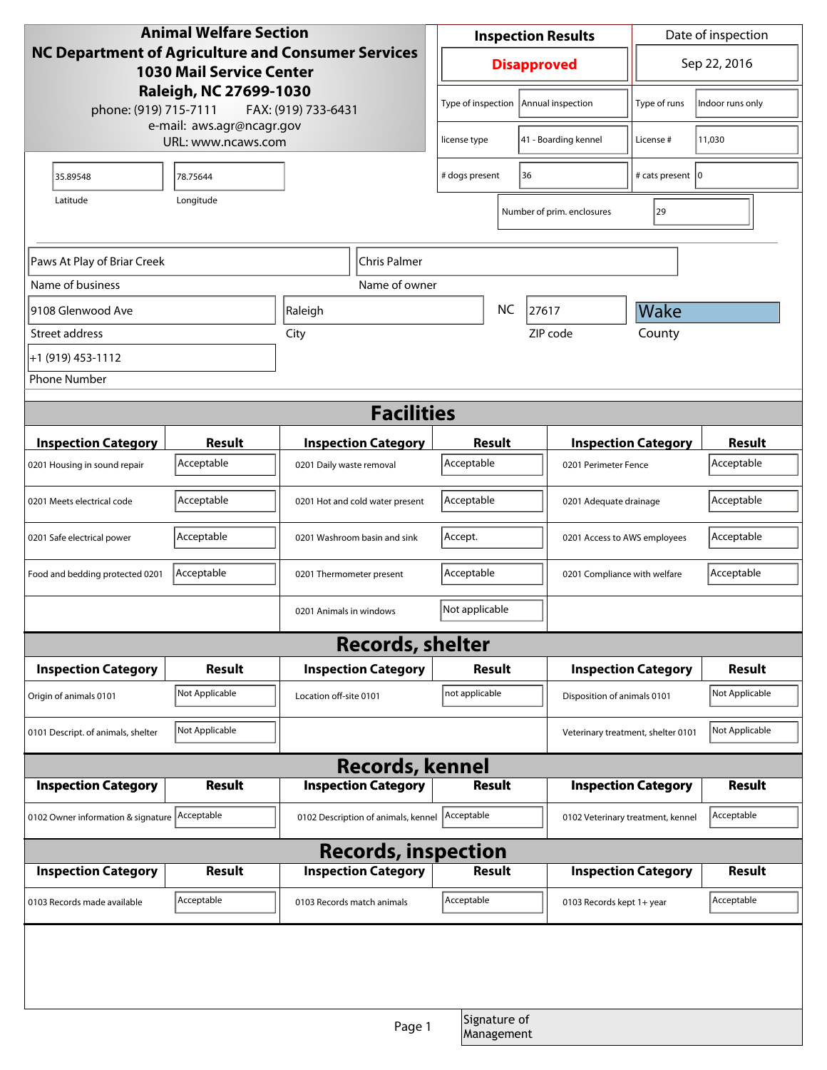**Animal Welfare Section**
**NC Department of Agriculture and Consumer Services**
**1030 Mail Service Center**
**Raleigh, NC 27699-1030**
phone: (919) 715-7111 FAX: (919) 733-6431
e-mail: aws.agr@ncagr.gov
URL: www.ncaws.com

| Inspection Results | Date of inspection |
|---|---|
| **Disapproved** | Sep 22, 2016 |

| | | | |
|---|---|---|---|
| Type of inspection | Annual inspection | Type of runs | Indoor runs only |
| license type | 41 - Boarding kennel | License # | 11,030 |
| # dogs present | 36 | # cats present | 0 |
| Number of prim. enclosures | 29 | | |

| Latitude | Longitude |
|---|---|
| 35.89548 | 78.75644 |

| Field | Value |
|---|---|
| Name of business | Paws At Play of Briar Creek |
| Name of owner | Chris Palmer |
| Street address | 9108 Glenwood Ave |
| City | Raleigh |
| State | NC |
| ZIP code | 27617 |
| County | Wake |
| Phone Number | +1 (919) 453-1112 |

## Facilities

| Inspection Category | Result | Inspection Category | Result | Inspection Category | Result |
|---|---|---|---|---|---|
| 0201 Housing in sound repair | Acceptable | 0201 Daily waste removal | Acceptable | 0201 Perimeter Fence | Acceptable |
| 0201 Meets electrical code | Acceptable | 0201 Hot and cold water present | Acceptable | 0201 Adequate drainage | Acceptable |
| 0201 Safe electrical power | Acceptable | 0201 Washroom basin and sink | Accept. | 0201 Access to AWS employees | Acceptable |
| Food and bedding protected 0201 | Acceptable | 0201 Thermometer present | Acceptable | 0201 Compliance with welfare | Acceptable |
| | | 0201 Animals in windows | Not applicable | | |

## Records, shelter

| Inspection Category | Result | Inspection Category | Result | Inspection Category | Result |
|---|---|---|---|---|---|
| Origin of animals 0101 | Not Applicable | Location off-site 0101 | not applicable | Disposition of animals 0101 | Not Applicable |
| 0101 Descript. of animals, shelter | Not Applicable | | | Veterinary treatment, shelter 0101 | Not Applicable |

## Records, kennel

| Inspection Category | Result | Inspection Category | Result | Inspection Category | Result |
|---|---|---|---|---|---|
| 0102 Owner information & signature | Acceptable | 0102 Description of animals, kennel | Acceptable | 0102 Veterinary treatment, kennel | Acceptable |

## Records, inspection

| Inspection Category | Result | Inspection Category | Result | Inspection Category | Result |
|---|---|---|---|---|---|
| 0103 Records made available | Acceptable | 0103 Records match animals | Acceptable | 0103 Records kept 1+ year | Acceptable |

Signature of Management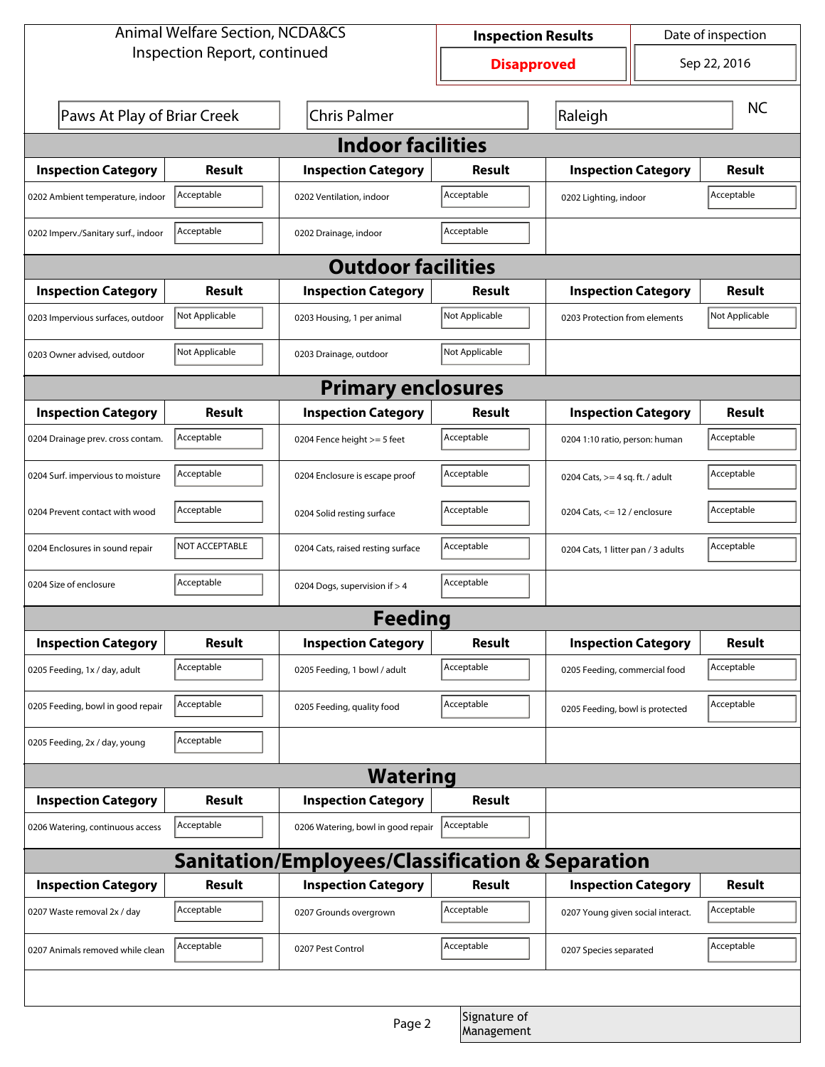Animal Welfare Section, NCDA&CS
Inspection Report, continued

| Inspection Results | Date of inspection |
|---|---|
| **Disapproved** | Sep 22, 2016 |

| Paws At Play of Briar Creek | Chris Palmer | Raleigh | NC |
|---|---|---|---|

## Indoor facilities

| Inspection Category | Result | Inspection Category | Result | Inspection Category | Result |
|---|---|---|---|---|---|
| 0202 Ambient temperature, indoor | Acceptable | 0202 Ventilation, indoor | Acceptable | 0202 Lighting, indoor | Acceptable |
| 0202 Imperv./Sanitary surf., indoor | Acceptable | 0202 Drainage, indoor | Acceptable | | |

## Outdoor facilities

| Inspection Category | Result | Inspection Category | Result | Inspection Category | Result |
|---|---|---|---|---|---|
| 0203 Impervious surfaces, outdoor | Not Applicable | 0203 Housing, 1 per animal | Not Applicable | 0203 Protection from elements | Not Applicable |
| 0203 Owner advised, outdoor | Not Applicable | 0203 Drainage, outdoor | Not Applicable | | |

## Primary enclosures

| Inspection Category | Result | Inspection Category | Result | Inspection Category | Result |
|---|---|---|---|---|---|
| 0204 Drainage prev. cross contam. | Acceptable | 0204 Fence height >= 5 feet | Acceptable | 0204 1:10 ratio, person: human | Acceptable |
| 0204 Surf. impervious to moisture | Acceptable | 0204 Enclosure is escape proof | Acceptable | 0204 Cats, >= 4 sq. ft. / adult | Acceptable |
| 0204 Prevent contact with wood | Acceptable | 0204 Solid resting surface | Acceptable | 0204 Cats, <= 12 / enclosure | Acceptable |
| 0204 Enclosures in sound repair | NOT ACCEPTABLE | 0204 Cats, raised resting surface | Acceptable | 0204 Cats, 1 litter pan / 3 adults | Acceptable |
| 0204 Size of enclosure | Acceptable | 0204 Dogs, supervision if > 4 | Acceptable | | |

## Feeding

| Inspection Category | Result | Inspection Category | Result | Inspection Category | Result |
|---|---|---|---|---|---|
| 0205 Feeding, 1x / day, adult | Acceptable | 0205 Feeding, 1 bowl / adult | Acceptable | 0205 Feeding, commercial food | Acceptable |
| 0205 Feeding, bowl in good repair | Acceptable | 0205 Feeding, quality food | Acceptable | 0205 Feeding, bowl is protected | Acceptable |
| 0205 Feeding, 2x / day, young | Acceptable | | | | |

## Watering

| Inspection Category | Result | Inspection Category | Result |
|---|---|---|---|
| 0206 Watering, continuous access | Acceptable | 0206 Watering, bowl in good repair | Acceptable |

## Sanitation/Employees/Classification & Separation

| Inspection Category | Result | Inspection Category | Result | Inspection Category | Result |
|---|---|---|---|---|---|
| 0207 Waste removal 2x / day | Acceptable | 0207 Grounds overgrown | Acceptable | 0207 Young given social interact. | Acceptable |
| 0207 Animals removed while clean | Acceptable | 0207 Pest Control | Acceptable | 0207 Species separated | Acceptable |

Signature of Management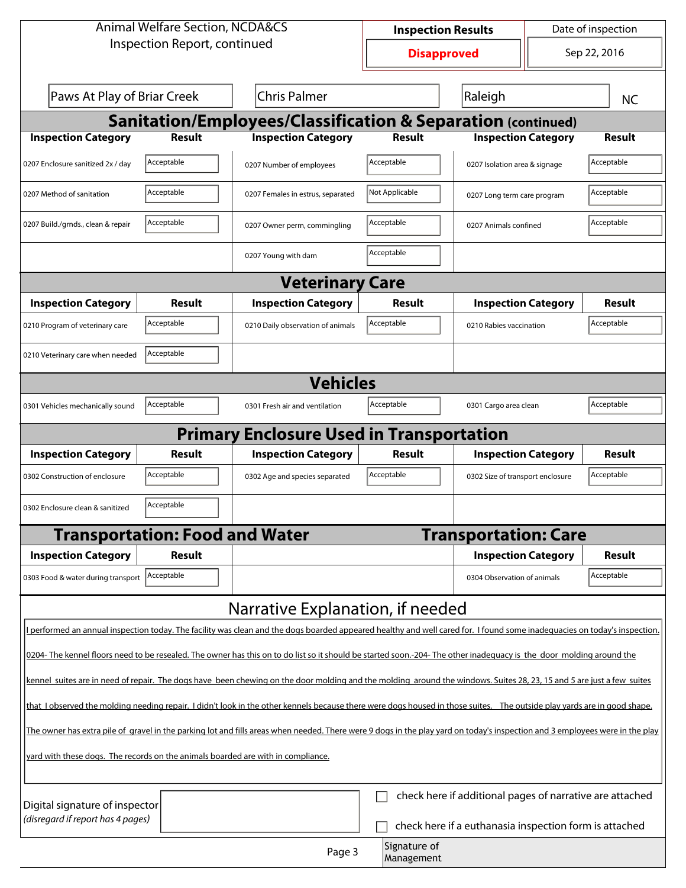Animal Welfare Section, NCDA&CS
Inspection Report, continued

| Inspection Results | Date of inspection |
|---|---|
| **Disapproved** | Sep 22, 2016 |

| | | | |
|---|---|---|---|
| Paws At Play of Briar Creek | Chris Palmer | Raleigh | NC |

## Sanitation/Employees/Classification & Separation (continued)

| Inspection Category | Result | Inspection Category | Result | Inspection Category | Result |
|---|---|---|---|---|---|
| 0207 Enclosure sanitized 2x / day | Acceptable | 0207 Number of employees | Acceptable | 0207 Isolation area & signage | Acceptable |
| 0207 Method of sanitation | Acceptable | 0207 Females in estrus, separated | Not Applicable | 0207 Long term care program | Acceptable |
| 0207 Build./grnds., clean & repair | Acceptable | 0207 Owner perm, commingling | Acceptable | 0207 Animals confined | Acceptable |
| | | 0207 Young with dam | Acceptable | | |

## Veterinary Care

| Inspection Category | Result | Inspection Category | Result | Inspection Category | Result |
|---|---|---|---|---|---|
| 0210 Program of veterinary care | Acceptable | 0210 Daily observation of animals | Acceptable | 0210 Rabies vaccination | Acceptable |
| 0210 Veterinary care when needed | Acceptable | | | | |

## Vehicles

| Inspection Category | Result | Inspection Category | Result | Inspection Category | Result |
|---|---|---|---|---|---|
| 0301 Vehicles mechanically sound | Acceptable | 0301 Fresh air and ventilation | Acceptable | 0301 Cargo area clean | Acceptable |

## Primary Enclosure Used in Transportation

| Inspection Category | Result | Inspection Category | Result | Inspection Category | Result |
|---|---|---|---|---|---|
| 0302 Construction of enclosure | Acceptable | 0302 Age and species separated | Acceptable | 0302 Size of transport enclosure | Acceptable |
| 0302 Enclosure clean & sanitized | Acceptable | | | | |

## Transportation: Food and Water

| Inspection Category | Result |
|---|---|
| 0303 Food & water during transport | Acceptable |

## Transportation: Care

| Inspection Category | Result |
|---|---|
| 0304 Observation of animals | Acceptable |

## Narrative Explanation, if needed

I performed an annual inspection today. The facility was clean and the dogs boarded appeared healthy and well cared for. I found some inadequacies on today's inspection. 0204- The kennel floors need to be resealed. The owner has this on to do list so it should be started soon.-204- The other inadequacy is the door molding around the kennel suites are in need of repair. The dogs have been chewing on the door molding and the molding around the windows. Suites 28, 23, 15 and 5 are just a few suites that I observed the molding needing repair. I didn't look in the other kennels because there were dogs housed in those suites. The outside play yards are in good shape. The owner has extra pile of gravel in the parking lot and fills areas when needed. There were 9 dogs in the play yard on today's inspection and 3 employees were in the play yard with these dogs. The records on the animals boarded are with in compliance.

Digital signature of inspector
*(disregard if report has 4 pages)*

☐ check here if additional pages of narrative are attached

☐ check here if a euthanasia inspection form is attached

Signature of Management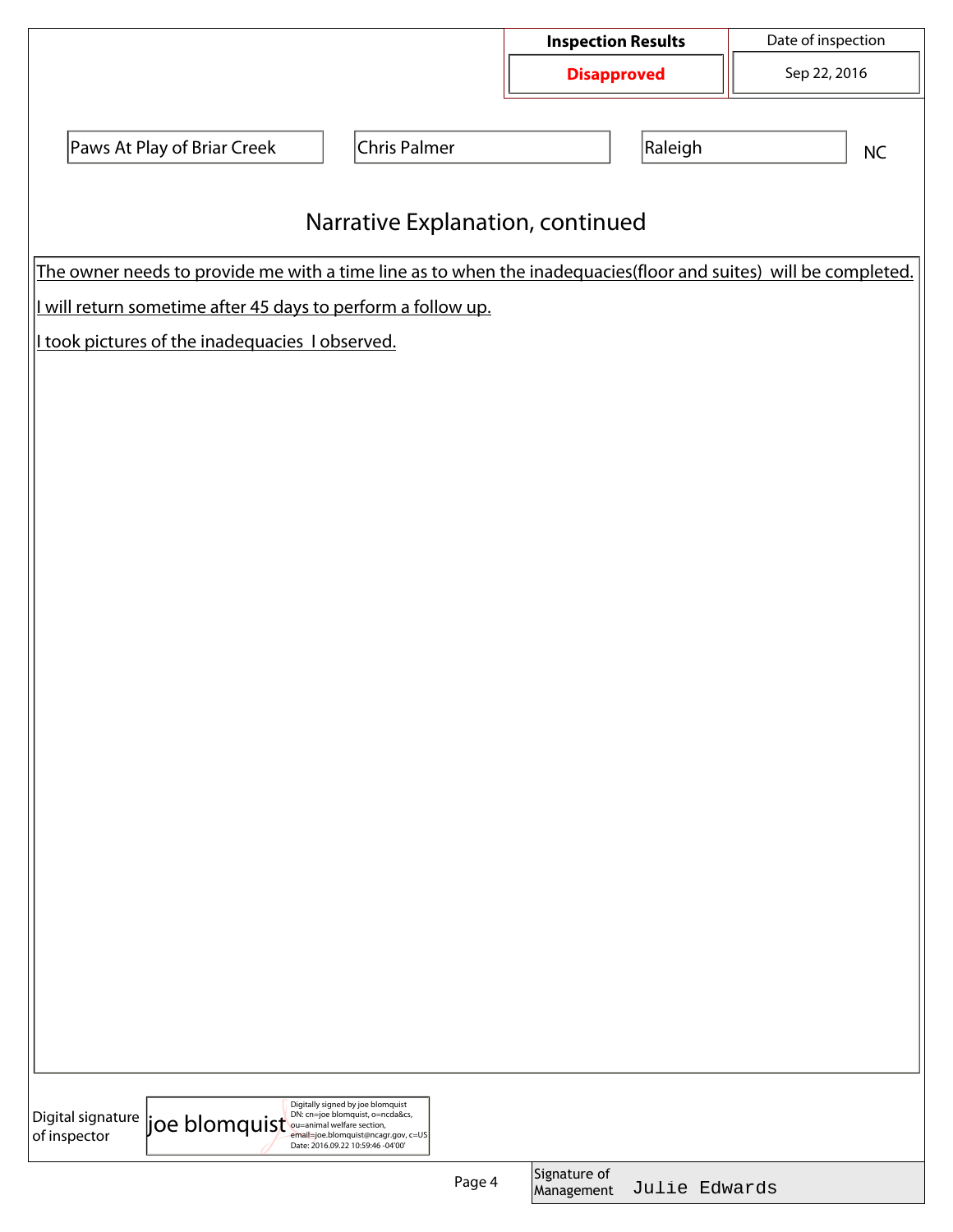| Inspection Results | Date of inspection |
|---|---|
| **Disapproved** | Sep 22, 2016 |

| | | | |
|---|---|---|---|
| Paws At Play of Briar Creek | Chris Palmer | Raleigh | NC |

## Narrative Explanation, continued

The owner needs to provide me with a time line as to when the inadequacies(floor and suites) will be completed.

I will return sometime after 45 days to perform a follow up.

I took pictures of the inadequacies I observed.

Digital signature of inspector: joe blomquist

Digitally signed by joe blomquist
DN: cn=joe blomquist, o=ncda&cs, ou=animal welfare section, email=joe.blomquist@ncagr.gov, c=US
Date: 2016.09.22 10:59:46 -04'00'

Signature of Management: Julie Edwards